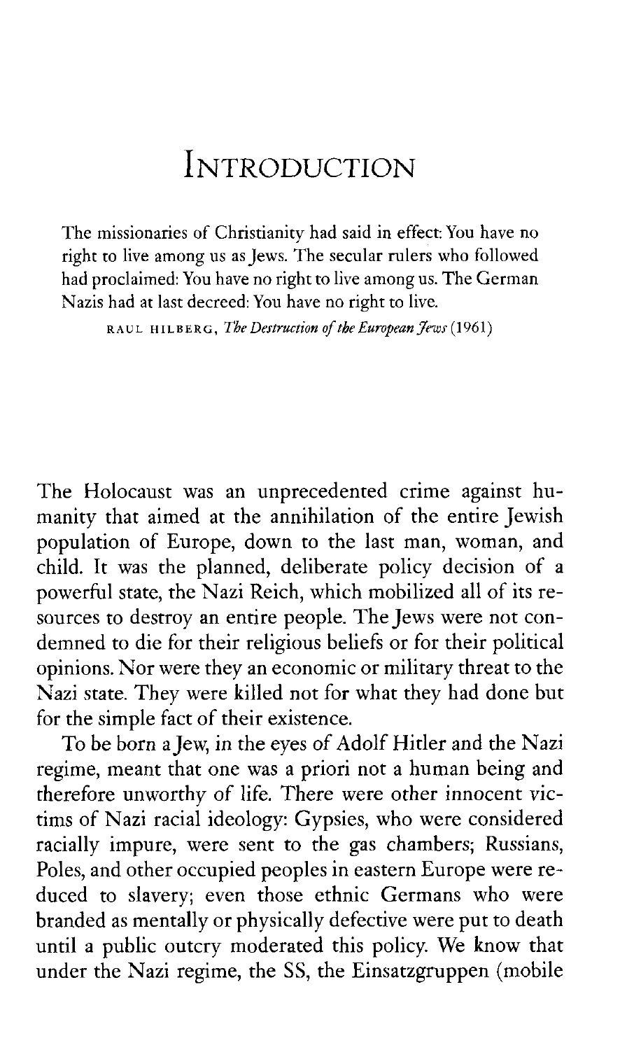# Introduction

> The missionaries of Christianity had said in effect: You have no right to live among us as Jews. The secular rulers who followed had proclaimed: You have no right to live among us. The German Nazis had at last decreed: You have no right to live.
>
> RAUL HILBERG, *The Destruction of the European Jews* (1961)

The Holocaust was an unprecedented crime against humanity that aimed at the annihilation of the entire Jewish population of Europe, down to the last man, woman, and child. It was the planned, deliberate policy decision of a powerful state, the Nazi Reich, which mobilized all of its resources to destroy an entire people. The Jews were not condemned to die for their religious beliefs or for their political opinions. Nor were they an economic or military threat to the Nazi state. They were killed not for what they had done but for the simple fact of their existence.

To be born a Jew, in the eyes of Adolf Hitler and the Nazi regime, meant that one was a priori not a human being and therefore unworthy of life. There were other innocent victims of Nazi racial ideology: Gypsies, who were considered racially impure, were sent to the gas chambers; Russians, Poles, and other occupied peoples in eastern Europe were reduced to slavery; even those ethnic Germans who were branded as mentally or physically defective were put to death until a public outcry moderated this policy. We know that under the Nazi regime, the SS, the Einsatzgruppen (mobile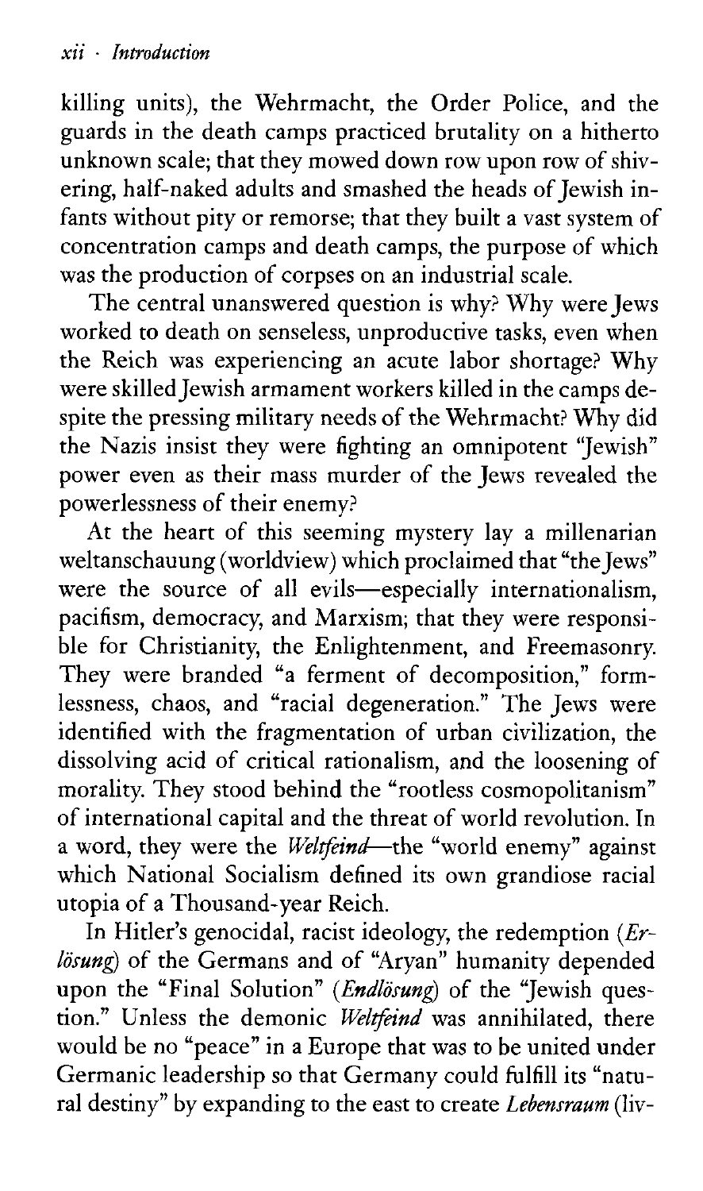killing units), the Wehrmacht, the Order Police, and the guards in the death camps practiced brutality on a hitherto unknown scale; that they mowed down row upon row of shivering, half-naked adults and smashed the heads of Jewish infants without pity or remorse; that they built a vast system of concentration camps and death camps, the purpose of which was the production of corpses on an industrial scale.

The central unanswered question is why? Why were Jews worked to death on senseless, unproductive tasks, even when the Reich was experiencing an acute labor shortage? Why were skilled Jewish armament workers killed in the camps despite the pressing military needs of the Wehrmacht? Why did the Nazis insist they were fighting an omnipotent "Jewish" power even as their mass murder of the Jews revealed the powerlessness of their enemy?

At the heart of this seeming mystery lay a millenarian weltanschauung (worldview) which proclaimed that "the Jews" were the source of all evils—especially internationalism, pacifism, democracy, and Marxism; that they were responsible for Christianity, the Enlightenment, and Freemasonry. They were branded "a ferment of decomposition," formlessness, chaos, and "racial degeneration." The Jews were identified with the fragmentation of urban civilization, the dissolving acid of critical rationalism, and the loosening of morality. They stood behind the "rootless cosmopolitanism" of international capital and the threat of world revolution. In a word, they were the *Weltfeind*—the "world enemy" against which National Socialism defined its own grandiose racial utopia of a Thousand-year Reich.

In Hitler's genocidal, racist ideology, the redemption (*Erlösung*) of the Germans and of "Aryan" humanity depended upon the "Final Solution" (*Endlösung*) of the "Jewish question." Unless the demonic *Weltfeind* was annihilated, there would be no "peace" in a Europe that was to be united under Germanic leadership so that Germany could fulfill its "natural destiny" by expanding to the east to create *Lebensraum* (liv-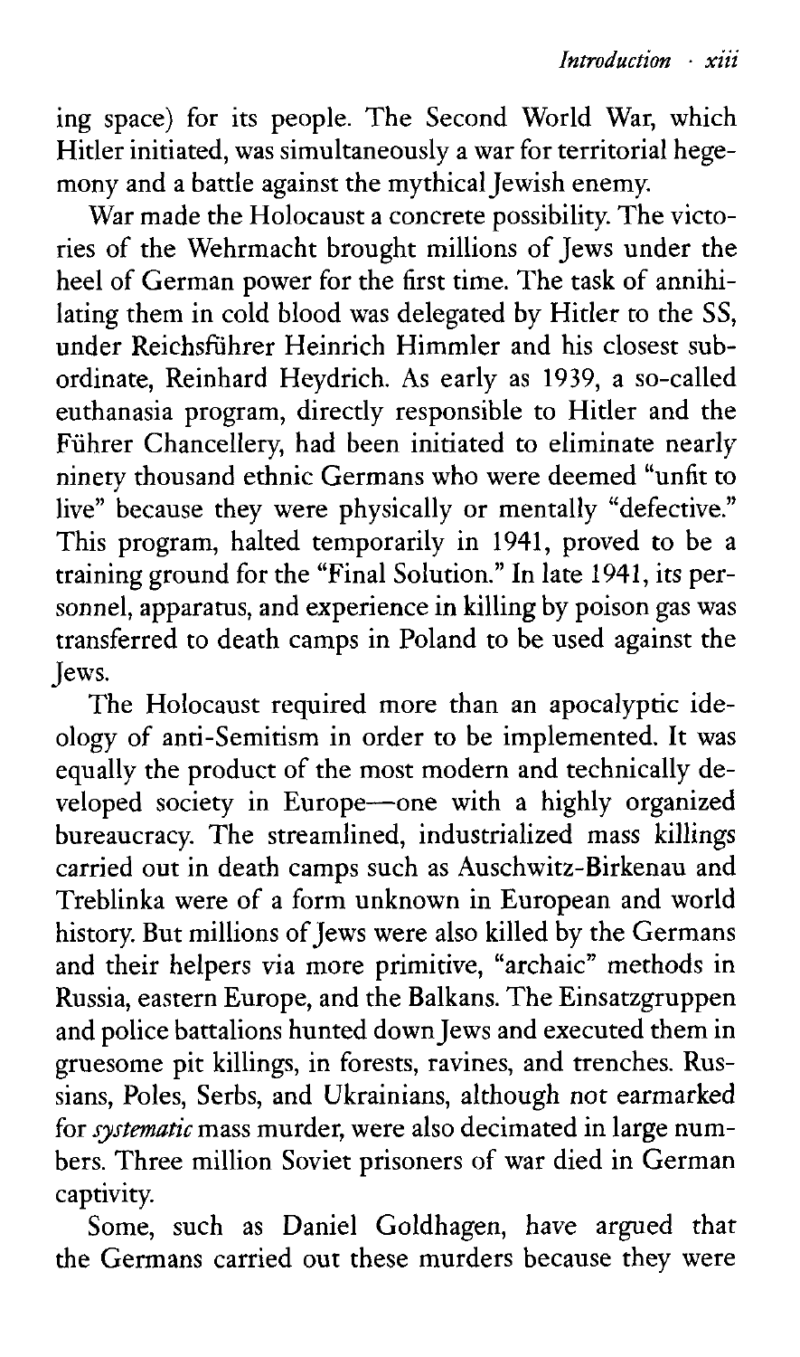ing space) for its people. The Second World War, which Hitler initiated, was simultaneously a war for territorial hegemony and a battle against the mythical Jewish enemy.

War made the Holocaust a concrete possibility. The victories of the Wehrmacht brought millions of Jews under the heel of German power for the first time. The task of annihilating them in cold blood was delegated by Hitler to the SS, under Reichsführer Heinrich Himmler and his closest subordinate, Reinhard Heydrich. As early as 1939, a so-called euthanasia program, directly responsible to Hitler and the Führer Chancellery, had been initiated to eliminate nearly ninety thousand ethnic Germans who were deemed "unfit to live" because they were physically or mentally "defective." This program, halted temporarily in 1941, proved to be a training ground for the "Final Solution." In late 1941, its personnel, apparatus, and experience in killing by poison gas was transferred to death camps in Poland to be used against the Jews.

The Holocaust required more than an apocalyptic ideology of anti-Semitism in order to be implemented. It was equally the product of the most modern and technically developed society in Europe—one with a highly organized bureaucracy. The streamlined, industrialized mass killings carried out in death camps such as Auschwitz-Birkenau and Treblinka were of a form unknown in European and world history. But millions of Jews were also killed by the Germans and their helpers via more primitive, "archaic" methods in Russia, eastern Europe, and the Balkans. The Einsatzgruppen and police battalions hunted down Jews and executed them in gruesome pit killings, in forests, ravines, and trenches. Russians, Poles, Serbs, and Ukrainians, although not earmarked for *systematic* mass murder, were also decimated in large numbers. Three million Soviet prisoners of war died in German captivity.

Some, such as Daniel Goldhagen, have argued that the Germans carried out these murders because they were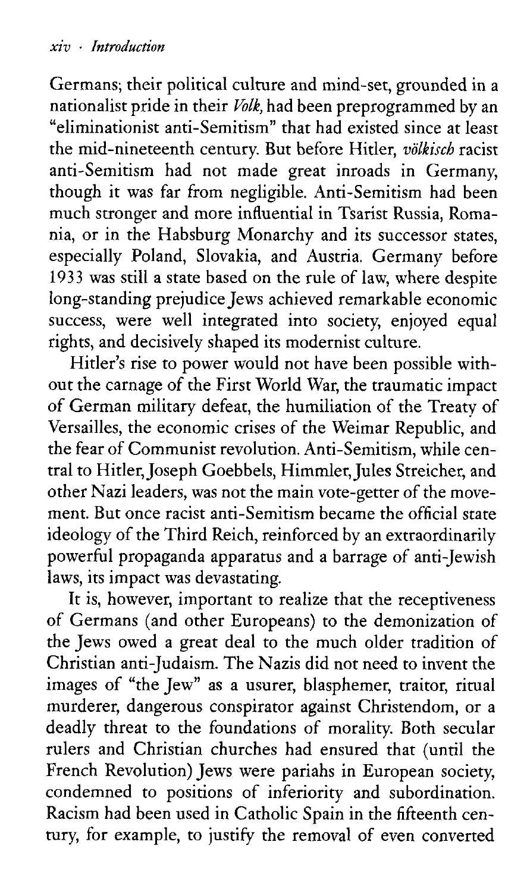Germans; their political culture and mind-set, grounded in a nationalist pride in their *Volk,* had been preprogrammed by an "eliminationist anti-Semitism" that had existed since at least the mid-nineteenth century. But before Hitler, *völkisch* racist anti-Semitism had not made great inroads in Germany, though it was far from negligible. Anti-Semitism had been much stronger and more influential in Tsarist Russia, Romania, or in the Habsburg Monarchy and its successor states, especially Poland, Slovakia, and Austria. Germany before 1933 was still a state based on the rule of law, where despite long-standing prejudice Jews achieved remarkable economic success, were well integrated into society, enjoyed equal rights, and decisively shaped its modernist culture.

Hitler's rise to power would not have been possible without the carnage of the First World War, the traumatic impact of German military defeat, the humiliation of the Treaty of Versailles, the economic crises of the Weimar Republic, and the fear of Communist revolution. Anti-Semitism, while central to Hitler, Joseph Goebbels, Himmler, Jules Streicher, and other Nazi leaders, was not the main vote-getter of the movement. But once racist anti-Semitism became the official state ideology of the Third Reich, reinforced by an extraordinarily powerful propaganda apparatus and a barrage of anti-Jewish laws, its impact was devastating.

It is, however, important to realize that the receptiveness of Germans (and other Europeans) to the demonization of the Jews owed a great deal to the much older tradition of Christian anti-Judaism. The Nazis did not need to invent the images of "the Jew" as a usurer, blasphemer, traitor, ritual murderer, dangerous conspirator against Christendom, or a deadly threat to the foundations of morality. Both secular rulers and Christian churches had ensured that (until the French Revolution) Jews were pariahs in European society, condemned to positions of inferiority and subordination. Racism had been used in Catholic Spain in the fifteenth century, for example, to justify the removal of even converted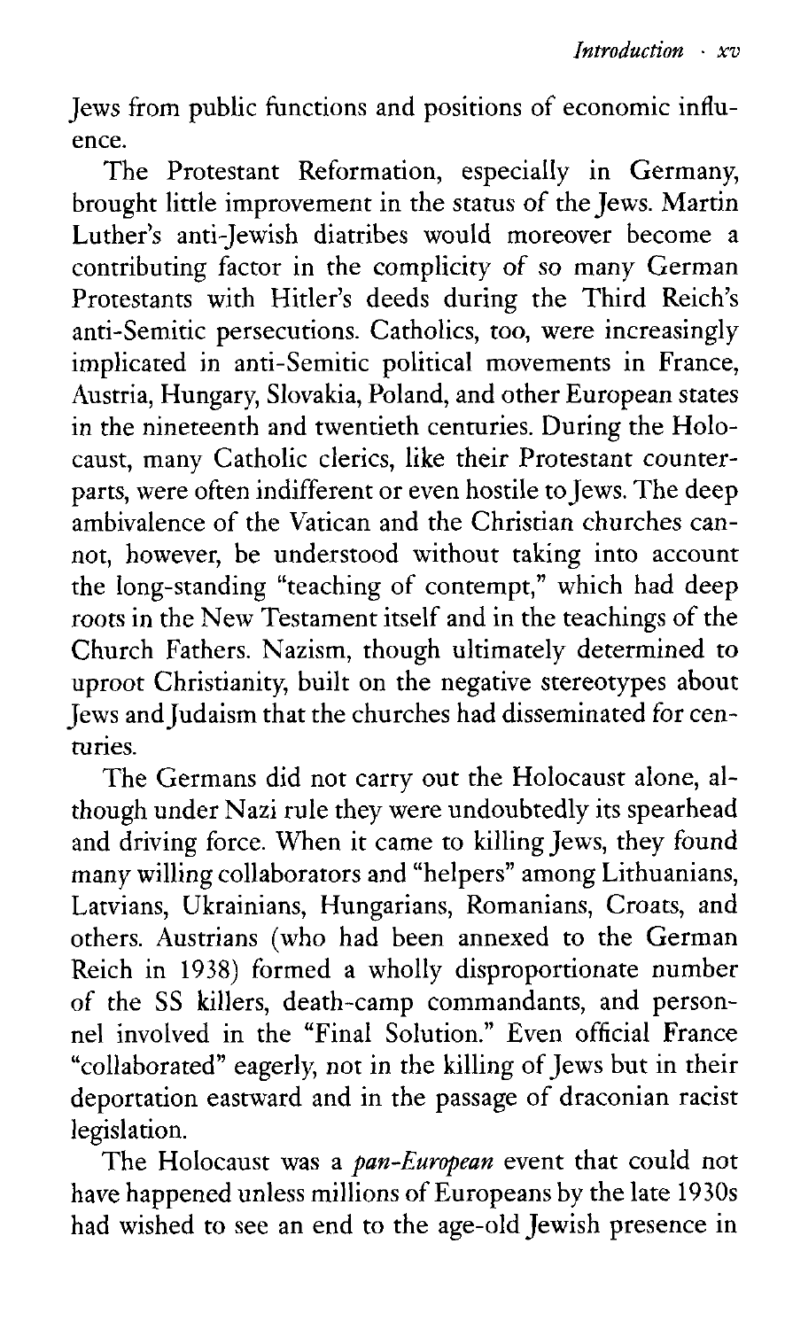Jews from public functions and positions of economic influence.

The Protestant Reformation, especially in Germany, brought little improvement in the status of the Jews. Martin Luther's anti-Jewish diatribes would moreover become a contributing factor in the complicity of so many German Protestants with Hitler's deeds during the Third Reich's anti-Semitic persecutions. Catholics, too, were increasingly implicated in anti-Semitic political movements in France, Austria, Hungary, Slovakia, Poland, and other European states in the nineteenth and twentieth centuries. During the Holocaust, many Catholic clerics, like their Protestant counterparts, were often indifferent or even hostile to Jews. The deep ambivalence of the Vatican and the Christian churches cannot, however, be understood without taking into account the long-standing "teaching of contempt," which had deep roots in the New Testament itself and in the teachings of the Church Fathers. Nazism, though ultimately determined to uproot Christianity, built on the negative stereotypes about Jews and Judaism that the churches had disseminated for centuries.

The Germans did not carry out the Holocaust alone, although under Nazi rule they were undoubtedly its spearhead and driving force. When it came to killing Jews, they found many willing collaborators and "helpers" among Lithuanians, Latvians, Ukrainians, Hungarians, Romanians, Croats, and others. Austrians (who had been annexed to the German Reich in 1938) formed a wholly disproportionate number of the SS killers, death-camp commandants, and personnel involved in the "Final Solution." Even official France "collaborated" eagerly, not in the killing of Jews but in their deportation eastward and in the passage of draconian racist legislation.

The Holocaust was a *pan-European* event that could not have happened unless millions of Europeans by the late 1930s had wished to see an end to the age-old Jewish presence in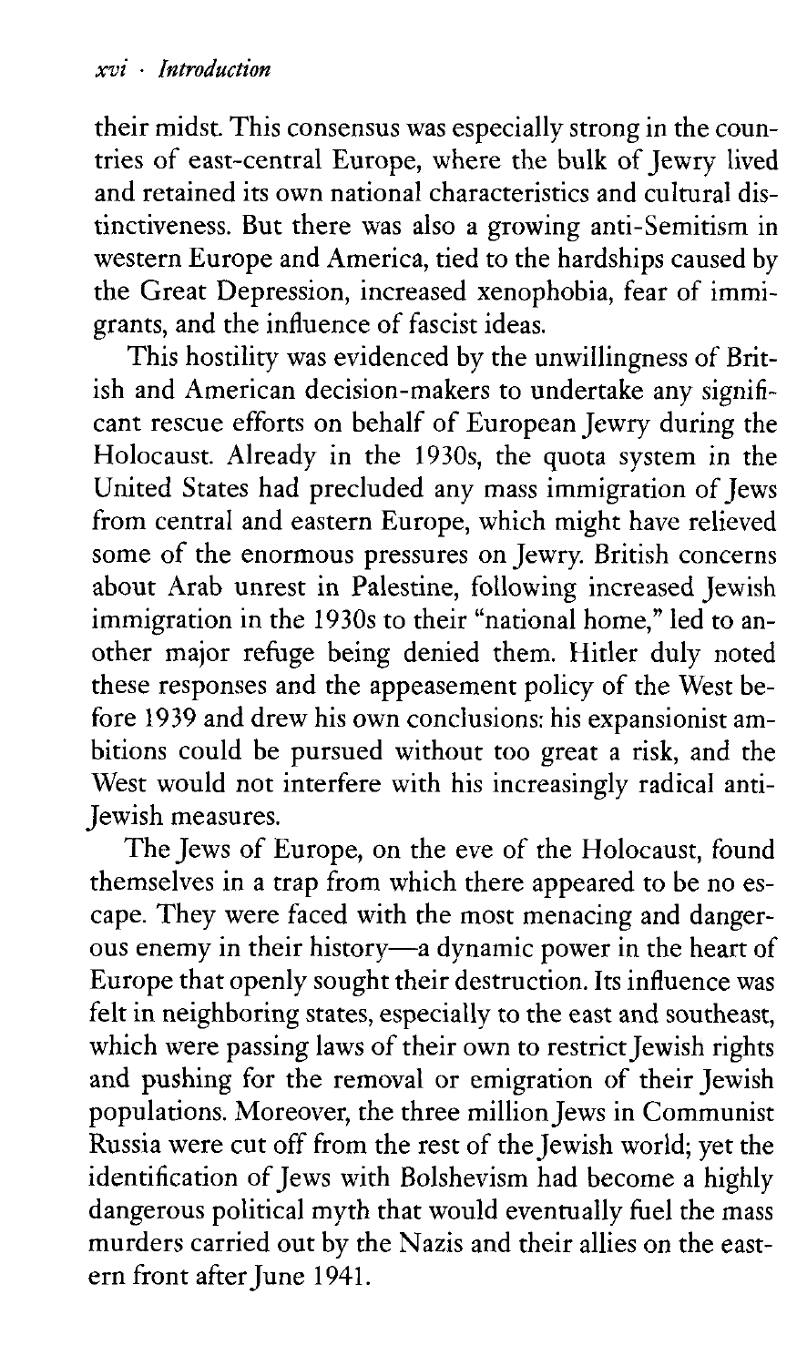their midst. This consensus was especially strong in the countries of east-central Europe, where the bulk of Jewry lived and retained its own national characteristics and cultural distinctiveness. But there was also a growing anti-Semitism in western Europe and America, tied to the hardships caused by the Great Depression, increased xenophobia, fear of immigrants, and the influence of fascist ideas.

This hostility was evidenced by the unwillingness of British and American decision-makers to undertake any significant rescue efforts on behalf of European Jewry during the Holocaust. Already in the 1930s, the quota system in the United States had precluded any mass immigration of Jews from central and eastern Europe, which might have relieved some of the enormous pressures on Jewry. British concerns about Arab unrest in Palestine, following increased Jewish immigration in the 1930s to their "national home," led to another major refuge being denied them. Hitler duly noted these responses and the appeasement policy of the West before 1939 and drew his own conclusions: his expansionist ambitions could be pursued without too great a risk, and the West would not interfere with his increasingly radical anti-Jewish measures.

The Jews of Europe, on the eve of the Holocaust, found themselves in a trap from which there appeared to be no escape. They were faced with the most menacing and dangerous enemy in their history—a dynamic power in the heart of Europe that openly sought their destruction. Its influence was felt in neighboring states, especially to the east and southeast, which were passing laws of their own to restrict Jewish rights and pushing for the removal or emigration of their Jewish populations. Moreover, the three million Jews in Communist Russia were cut off from the rest of the Jewish world; yet the identification of Jews with Bolshevism had become a highly dangerous political myth that would eventually fuel the mass murders carried out by the Nazis and their allies on the eastern front after June 1941.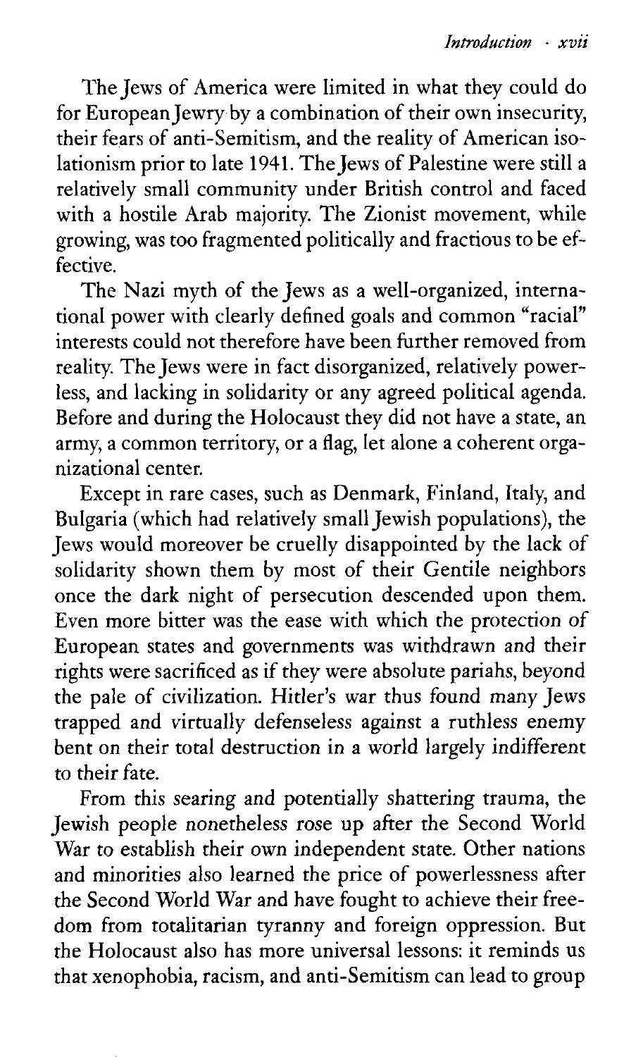The Jews of America were limited in what they could do for European Jewry by a combination of their own insecurity, their fears of anti-Semitism, and the reality of American isolationism prior to late 1941. The Jews of Palestine were still a relatively small community under British control and faced with a hostile Arab majority. The Zionist movement, while growing, was too fragmented politically and fractious to be effective.

The Nazi myth of the Jews as a well-organized, international power with clearly defined goals and common "racial" interests could not therefore have been further removed from reality. The Jews were in fact disorganized, relatively powerless, and lacking in solidarity or any agreed political agenda. Before and during the Holocaust they did not have a state, an army, a common territory, or a flag, let alone a coherent organizational center.

Except in rare cases, such as Denmark, Finland, Italy, and Bulgaria (which had relatively small Jewish populations), the Jews would moreover be cruelly disappointed by the lack of solidarity shown them by most of their Gentile neighbors once the dark night of persecution descended upon them. Even more bitter was the ease with which the protection of European states and governments was withdrawn and their rights were sacrificed as if they were absolute pariahs, beyond the pale of civilization. Hitler's war thus found many Jews trapped and virtually defenseless against a ruthless enemy bent on their total destruction in a world largely indifferent to their fate.

From this searing and potentially shattering trauma, the Jewish people nonetheless rose up after the Second World War to establish their own independent state. Other nations and minorities also learned the price of powerlessness after the Second World War and have fought to achieve their freedom from totalitarian tyranny and foreign oppression. But the Holocaust also has more universal lessons: it reminds us that xenophobia, racism, and anti-Semitism can lead to group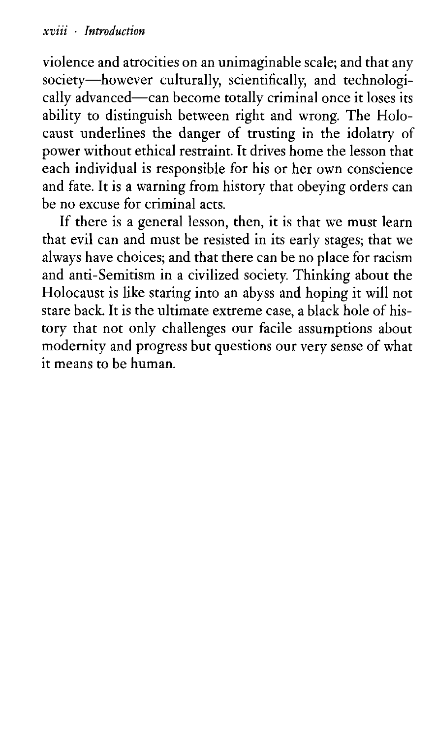violence and atrocities on an unimaginable scale; and that any society—however culturally, scientifically, and technologically advanced—can become totally criminal once it loses its ability to distinguish between right and wrong. The Holocaust underlines the danger of trusting in the idolatry of power without ethical restraint. It drives home the lesson that each individual is responsible for his or her own conscience and fate. It is a warning from history that obeying orders can be no excuse for criminal acts.

If there is a general lesson, then, it is that we must learn that evil can and must be resisted in its early stages; that we always have choices; and that there can be no place for racism and anti-Semitism in a civilized society. Thinking about the Holocaust is like staring into an abyss and hoping it will not stare back. It is the ultimate extreme case, a black hole of history that not only challenges our facile assumptions about modernity and progress but questions our very sense of what it means to be human.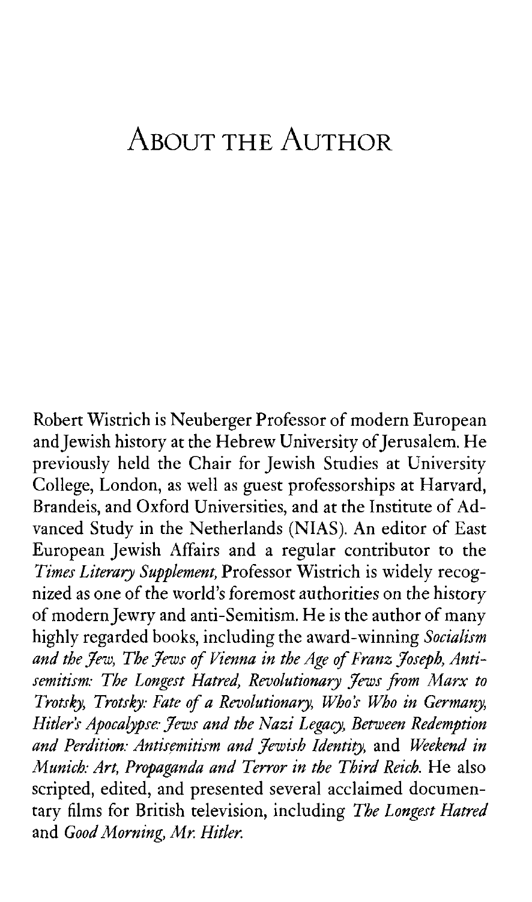# About the Author

Robert Wistrich is Neuberger Professor of modern European and Jewish history at the Hebrew University of Jerusalem. He previously held the Chair for Jewish Studies at University College, London, as well as guest professorships at Harvard, Brandeis, and Oxford Universities, and at the Institute of Advanced Study in the Netherlands (NIAS). An editor of East European Jewish Affairs and a regular contributor to the *Times Literary Supplement,* Professor Wistrich is widely recognized as one of the world's foremost authorities on the history of modern Jewry and anti-Semitism. He is the author of many highly regarded books, including the award-winning *Socialism and the Jew, The Jews of Vienna in the Age of Franz Joseph, Antisemitism: The Longest Hatred, Revolutionary Jews from Marx to Trotsky, Trotsky: Fate of a Revolutionary, Who's Who in Germany, Hitler's Apocalypse: Jews and the Nazi Legacy, Between Redemption and Perdition: Antisemitism and Jewish Identity,* and *Weekend in Munich: Art, Propaganda and Terror in the Third Reich.* He also scripted, edited, and presented several acclaimed documentary films for British television, including *The Longest Hatred* and *Good Morning, Mr. Hitler.*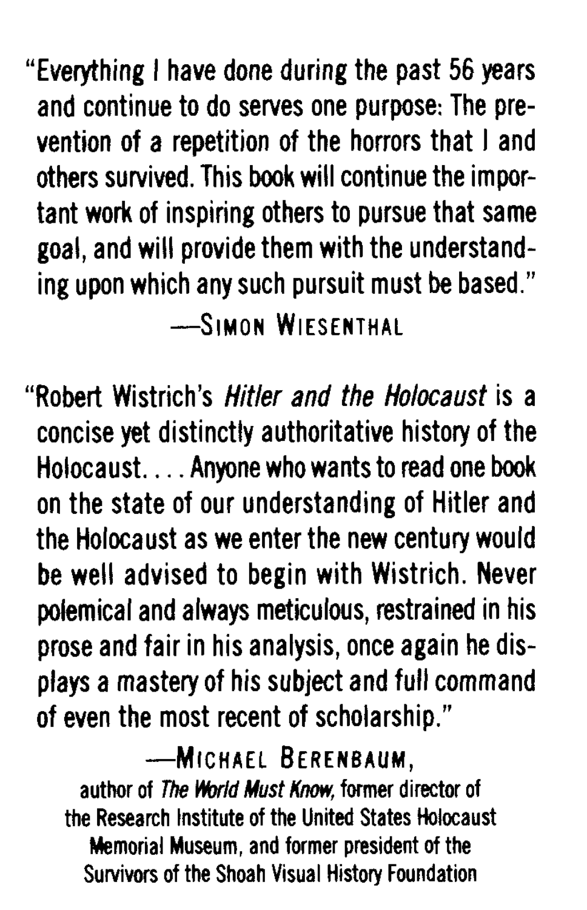"Everything I have done during the past 56 years and continue to do serves one purpose: The prevention of a repetition of the horrors that I and others survived. This book will continue the important work of inspiring others to pursue that same goal, and will provide them with the understanding upon which any such pursuit must be based."

—SIMON WIESENTHAL

"Robert Wistrich's *Hitler and the Holocaust* is a concise yet distinctly authoritative history of the Holocaust. . . . Anyone who wants to read one book on the state of our understanding of Hitler and the Holocaust as we enter the new century would be well advised to begin with Wistrich. Never polemical and always meticulous, restrained in his prose and fair in his analysis, once again he displays a mastery of his subject and full command of even the most recent of scholarship."

—MICHAEL BERENBAUM,
author of *The World Must Know*, former director of the Research Institute of the United States Holocaust Memorial Museum, and former president of the Survivors of the Shoah Visual History Foundation